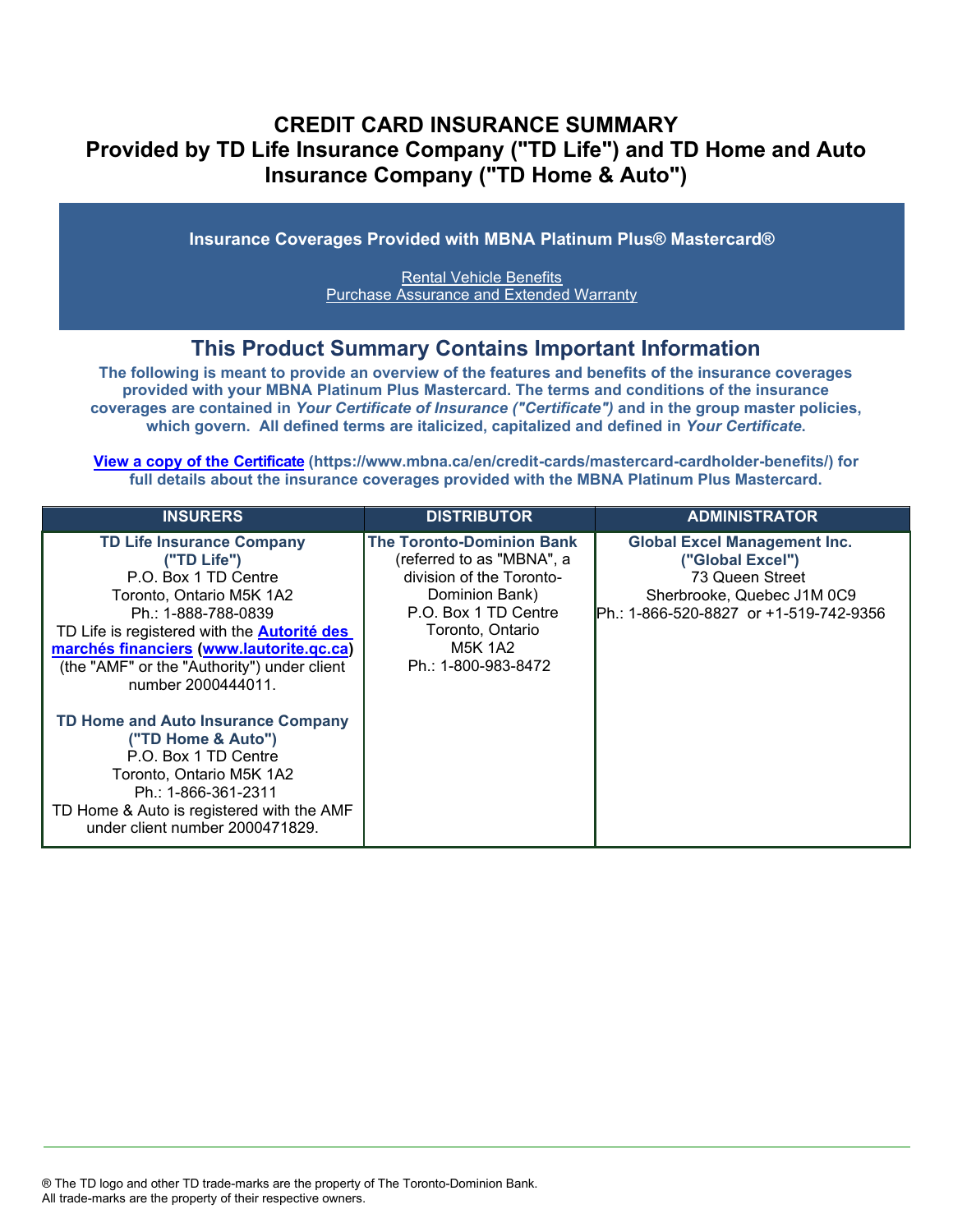# CREDIT CARD INSURANCE SUMMARY
# Provided by TD Life Insurance Company ("TD Life") and TD Home and Auto Insurance Company ("TD Home & Auto")

**Insurance Coverages Provided with MBNA Platinum Plus® Mastercard®**

Rental Vehicle Benefits
Purchase Assurance and Extended Warranty

## This Product Summary Contains Important Information

**The following is meant to provide an overview of the features and benefits of the insurance coverages provided with your MBNA Platinum Plus Mastercard. The terms and conditions of the insurance coverages are contained in *Your Certificate of Insurance ("Certificate")* and in the group master policies, which govern. All defined terms are italicized, capitalized and defined in *Your Certificate*.**

**View a copy of the Certificate (https://www.mbna.ca/en/credit-cards/mastercard-cardholder-benefits/) for full details about the insurance coverages provided with the MBNA Platinum Plus Mastercard.**

| INSURERS | DISTRIBUTOR | ADMINISTRATOR |
| --- | --- | --- |
| **TD Life Insurance Company ("TD Life")**<br>P.O. Box 1 TD Centre<br>Toronto, Ontario M5K 1A2<br>Ph.: 1-888-788-0839<br>TD Life is registered with the **Autorité des marchés financiers** (**www.lautorite.qc.ca**) (the "AMF" or the "Authority") under client number 2000444011.<br><br>**TD Home and Auto Insurance Company ("TD Home & Auto")**<br>P.O. Box 1 TD Centre<br>Toronto, Ontario M5K 1A2<br>Ph.: 1-866-361-2311<br>TD Home & Auto is registered with the AMF under client number 2000471829. | **The Toronto-Dominion Bank**<br>(referred to as "MBNA", a division of the Toronto-Dominion Bank)<br>P.O. Box 1 TD Centre<br>Toronto, Ontario<br>M5K 1A2<br>Ph.: 1-800-983-8472 | **Global Excel Management Inc. ("Global Excel")**<br>73 Queen Street<br>Sherbrooke, Quebec J1M 0C9<br>Ph.: 1-866-520-8827 or +1-519-742-9356 |

® The TD logo and other TD trade-marks are the property of The Toronto-Dominion Bank.
All trade-marks are the property of their respective owners.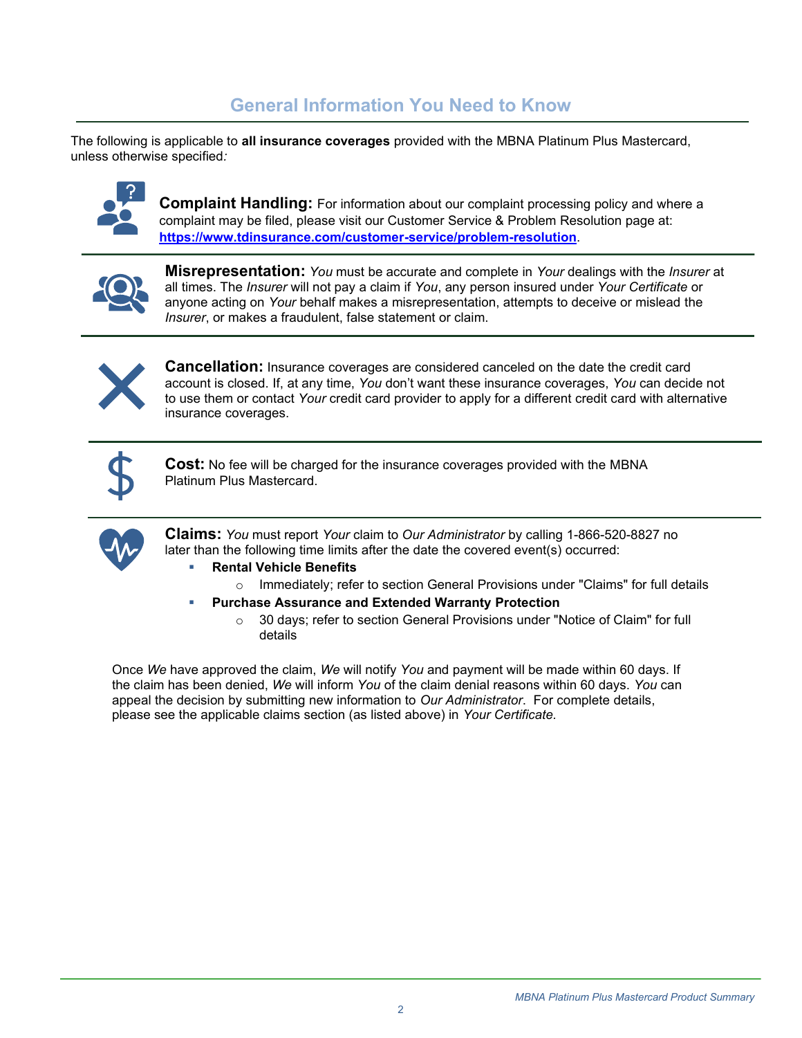## General Information You Need to Know

The following is applicable to **all insurance coverages** provided with the MBNA Platinum Plus Mastercard, unless otherwise specified*:*

**Complaint Handling:** For information about our complaint processing policy and where a complaint may be filed, please visit our Customer Service & Problem Resolution page at: **https://www.tdinsurance.com/customer-service/problem-resolution**.

**Misrepresentation:** *You* must be accurate and complete in *Your* dealings with the *Insurer* at all times. The *Insurer* will not pay a claim if *You*, any person insured under *Your Certificate* or anyone acting on *Your* behalf makes a misrepresentation, attempts to deceive or mislead the *Insurer*, or makes a fraudulent, false statement or claim.

**Cancellation:** Insurance coverages are considered canceled on the date the credit card account is closed. If, at any time, *You* don't want these insurance coverages, *You* can decide not to use them or contact *Your* credit card provider to apply for a different credit card with alternative insurance coverages.

**Cost:** No fee will be charged for the insurance coverages provided with the MBNA Platinum Plus Mastercard.

**Claims:** *You* must report *Your* claim to *Our Administrator* by calling 1-866-520-8827 no later than the following time limits after the date the covered event(s) occurred:

- **Rental Vehicle Benefits**
  - Immediately; refer to section General Provisions under "Claims" for full details
- **Purchase Assurance and Extended Warranty Protection**
  - 30 days; refer to section General Provisions under "Notice of Claim" for full details

Once *We* have approved the claim, *We* will notify *You* and payment will be made within 60 days. If the claim has been denied, *We* will inform *You* of the claim denial reasons within 60 days. *You* can appeal the decision by submitting new information to *Our Administrator*. For complete details, please see the applicable claims section (as listed above) in *Your Certificate*.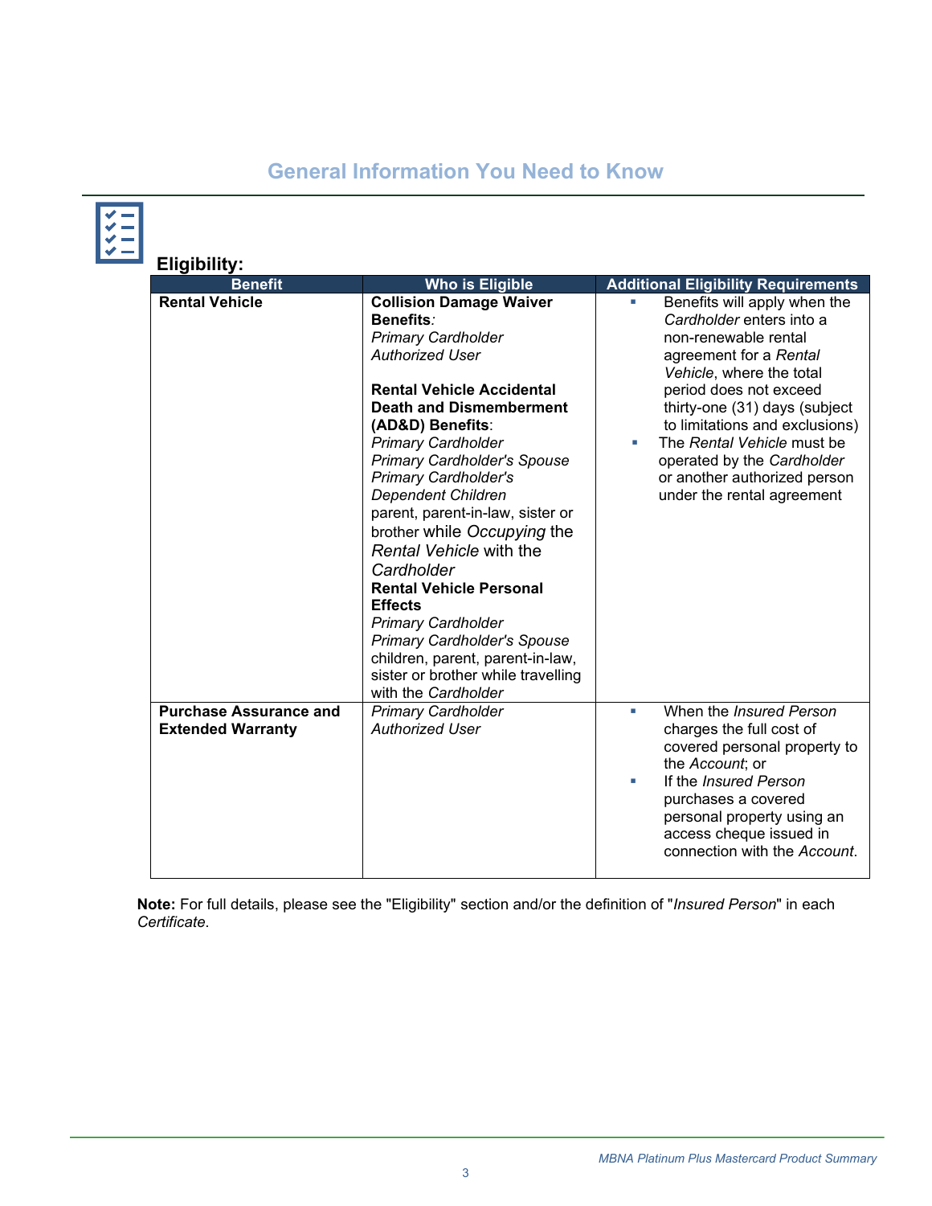# General Information You Need to Know

**Eligibility:**

| Benefit | Who is Eligible | Additional Eligibility Requirements |
|---|---|---|
| **Rental Vehicle** | **Collision Damage Waiver Benefits**: *Primary Cardholder* *Authorized User* <br><br> **Rental Vehicle Accidental Death and Dismemberment (AD&D) Benefits**: *Primary Cardholder* *Primary Cardholder's Spouse* *Primary Cardholder's Dependent Children* parent, parent-in-law, sister or brother while *Occupying* the *Rental Vehicle* with the *Cardholder* <br> **Rental Vehicle Personal Effects** *Primary Cardholder* *Primary Cardholder's Spouse* children, parent, parent-in-law, sister or brother while travelling with the *Cardholder* | ▪ Benefits will apply when the *Cardholder* enters into a non-renewable rental agreement for a *Rental Vehicle*, where the total period does not exceed thirty-one (31) days (subject to limitations and exclusions) <br> ▪ The *Rental Vehicle* must be operated by the *Cardholder* or another authorized person under the rental agreement |
| **Purchase Assurance and Extended Warranty** | *Primary Cardholder* *Authorized User* | ▪ When the *Insured Person* charges the full cost of covered personal property to the *Account*; or <br> ▪ If the *Insured Person* purchases a covered personal property using an access cheque issued in connection with the *Account*. |

**Note:** For full details, please see the "Eligibility" section and/or the definition of "*Insured Person*" in each *Certificate*.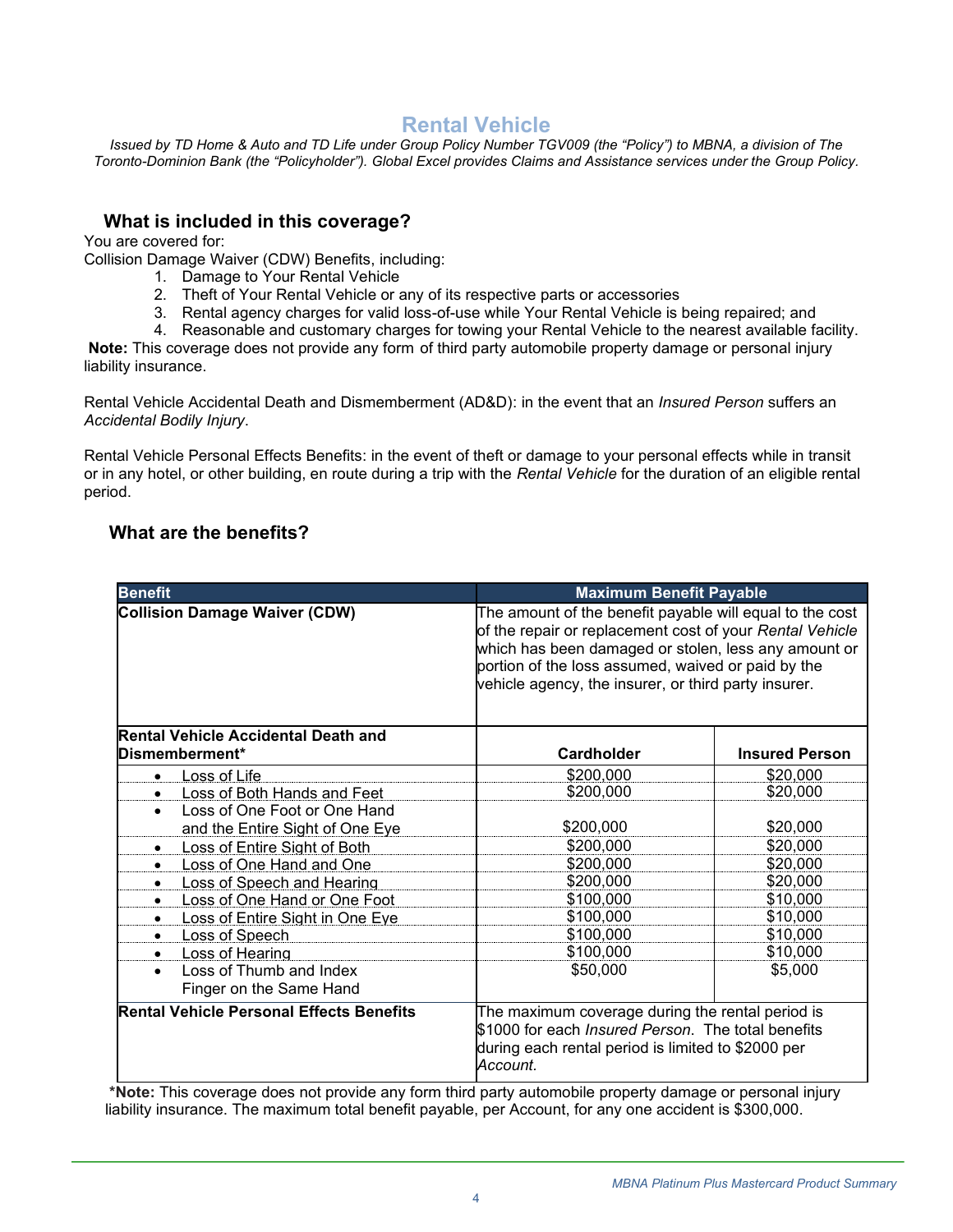# Rental Vehicle

*Issued by TD Home & Auto and TD Life under Group Policy Number TGV009 (the "Policy") to MBNA, a division of The Toronto-Dominion Bank (the "Policyholder"). Global Excel provides Claims and Assistance services under the Group Policy.*

## What is included in this coverage?

You are covered for:

Collision Damage Waiver (CDW) Benefits, including:

1. Damage to Your Rental Vehicle
2. Theft of Your Rental Vehicle or any of its respective parts or accessories
3. Rental agency charges for valid loss-of-use while Your Rental Vehicle is being repaired; and
4. Reasonable and customary charges for towing your Rental Vehicle to the nearest available facility.

**Note:** This coverage does not provide any form of third party automobile property damage or personal injury liability insurance.

Rental Vehicle Accidental Death and Dismemberment (AD&D): in the event that an *Insured Person* suffers an *Accidental Bodily Injury*.

Rental Vehicle Personal Effects Benefits: in the event of theft or damage to your personal effects while in transit or in any hotel, or other building, en route during a trip with the *Rental Vehicle* for the duration of an eligible rental period.

## What are the benefits?

| Benefit | Maximum Benefit Payable | |
|---|---|---|
| **Collision Damage Waiver (CDW)** | The amount of the benefit payable will equal to the cost of the repair or replacement cost of your *Rental Vehicle* which has been damaged or stolen, less any amount or portion of the loss assumed, waived or paid by the vehicle agency, the insurer, or third party insurer. | |
| **Rental Vehicle Accidental Death and Dismemberment*** | **Cardholder** | **Insured Person** |
| • Loss of Life | $200,000 | $20,000 |
| • Loss of Both Hands and Feet | $200,000 | $20,000 |
| • Loss of One Foot or One Hand and the Entire Sight of One Eye | $200,000 | $20,000 |
| • Loss of Entire Sight of Both | $200,000 | $20,000 |
| • Loss of One Hand and One | $200,000 | $20,000 |
| • Loss of Speech and Hearing | $200,000 | $20,000 |
| • Loss of One Hand or One Foot | $100,000 | $10,000 |
| • Loss of Entire Sight in One Eye | $100,000 | $10,000 |
| • Loss of Speech | $100,000 | $10,000 |
| • Loss of Hearing | $100,000 | $10,000 |
| • Loss of Thumb and Index Finger on the Same Hand | $50,000 | $5,000 |
| **Rental Vehicle Personal Effects Benefits** | The maximum coverage during the rental period is $1000 for each *Insured Person*. The total benefits during each rental period is limited to $2000 per *Account*. | |

***Note:** This coverage does not provide any form third party automobile property damage or personal injury liability insurance. The maximum total benefit payable, per Account, for any one accident is $300,000.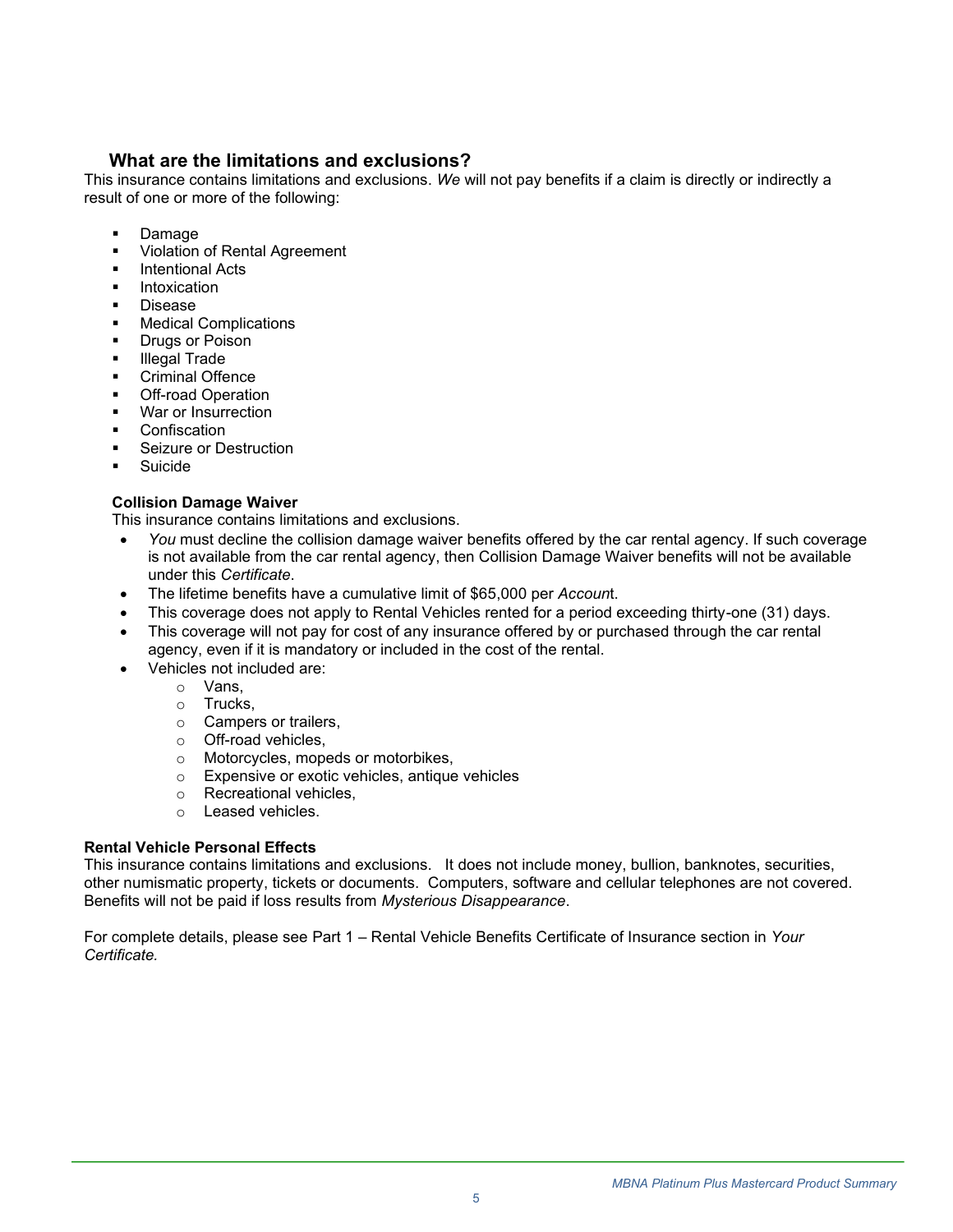## What are the limitations and exclusions?

This insurance contains limitations and exclusions. *We* will not pay benefits if a claim is directly or indirectly a result of one or more of the following:

- Damage
- Violation of Rental Agreement
- Intentional Acts
- Intoxication
- Disease
- Medical Complications
- Drugs or Poison
- Illegal Trade
- Criminal Offence
- Off-road Operation
- War or Insurrection
- Confiscation
- Seizure or Destruction
- Suicide

**Collision Damage Waiver**

This insurance contains limitations and exclusions.

- *You* must decline the collision damage waiver benefits offered by the car rental agency. If such coverage is not available from the car rental agency, then Collision Damage Waiver benefits will not be available under this *Certificate*.
- The lifetime benefits have a cumulative limit of $65,000 per *Accoun*t.
- This coverage does not apply to Rental Vehicles rented for a period exceeding thirty-one (31) days.
- This coverage will not pay for cost of any insurance offered by or purchased through the car rental agency, even if it is mandatory or included in the cost of the rental.
- Vehicles not included are:
  - Vans,
  - Trucks,
  - Campers or trailers,
  - Off-road vehicles,
  - Motorcycles, mopeds or motorbikes,
  - Expensive or exotic vehicles, antique vehicles
  - Recreational vehicles,
  - Leased vehicles.

**Rental Vehicle Personal Effects**

This insurance contains limitations and exclusions. It does not include money, bullion, banknotes, securities, other numismatic property, tickets or documents. Computers, software and cellular telephones are not covered. Benefits will not be paid if loss results from *Mysterious Disappearance*.

For complete details, please see Part 1 – Rental Vehicle Benefits Certificate of Insurance section in *Your Certificate.*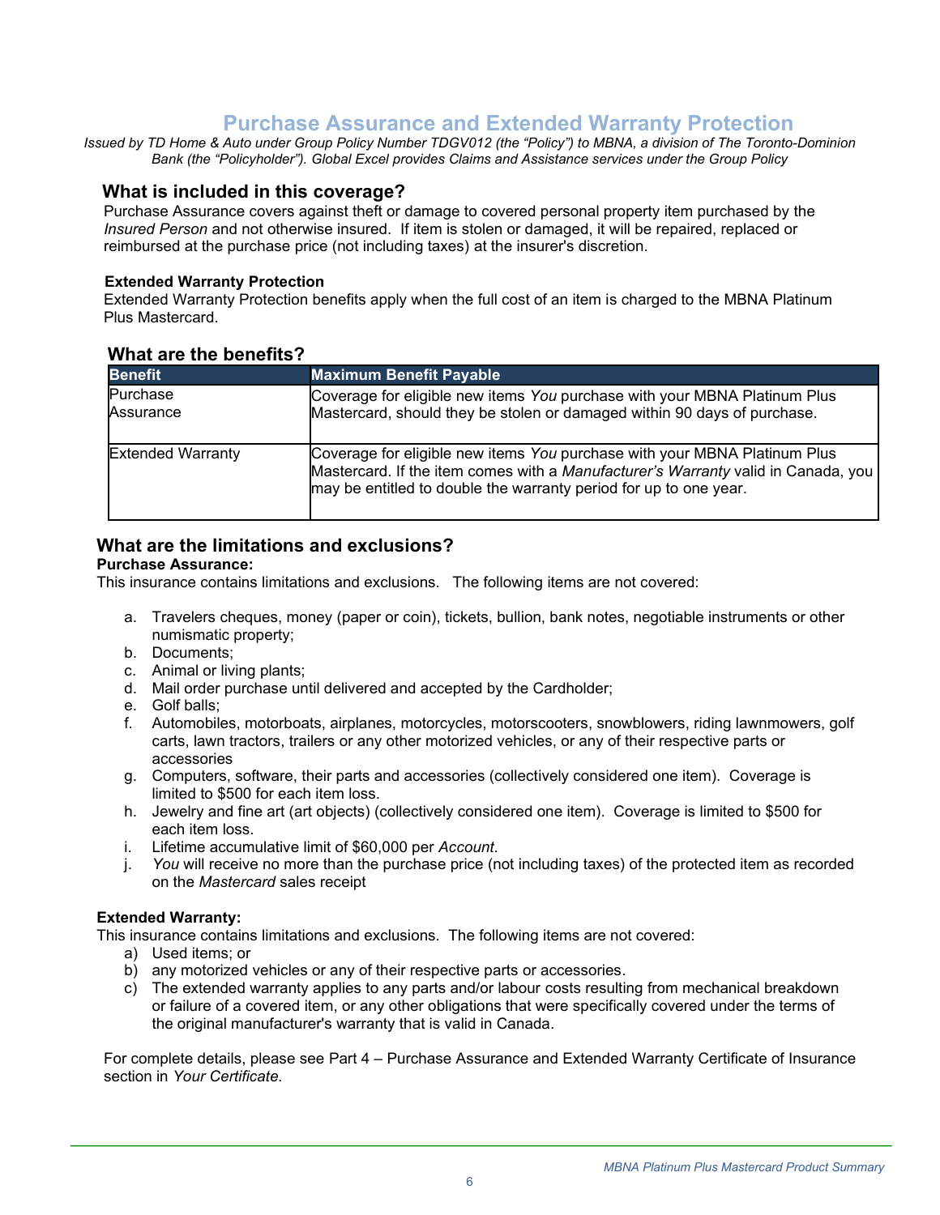# Purchase Assurance and Extended Warranty Protection

*Issued by TD Home & Auto under Group Policy Number TDGV012 (the "Policy") to MBNA, a division of The Toronto-Dominion Bank (the "Policyholder"). Global Excel provides Claims and Assistance services under the Group Policy*

## What is included in this coverage?

Purchase Assurance covers against theft or damage to covered personal property item purchased by the *Insured Person* and not otherwise insured. If item is stolen or damaged, it will be repaired, replaced or reimbursed at the purchase price (not including taxes) at the insurer's discretion.

**Extended Warranty Protection**

Extended Warranty Protection benefits apply when the full cost of an item is charged to the MBNA Platinum Plus Mastercard.

## What are the benefits?

| Benefit | Maximum Benefit Payable |
|---|---|
| Purchase Assurance | Coverage for eligible new items *You* purchase with your MBNA Platinum Plus Mastercard, should they be stolen or damaged within 90 days of purchase. |
| Extended Warranty | Coverage for eligible new items *You* purchase with your MBNA Platinum Plus Mastercard. If the item comes with a *Manufacturer's Warranty* valid in Canada, you may be entitled to double the warranty period for up to one year. |

## What are the limitations and exclusions?

**Purchase Assurance:**

This insurance contains limitations and exclusions. The following items are not covered:

a. Travelers cheques, money (paper or coin), tickets, bullion, bank notes, negotiable instruments or other numismatic property;
b. Documents;
c. Animal or living plants;
d. Mail order purchase until delivered and accepted by the Cardholder;
e. Golf balls;
f. Automobiles, motorboats, airplanes, motorcycles, motorscooters, snowblowers, riding lawnmowers, golf carts, lawn tractors, trailers or any other motorized vehicles, or any of their respective parts or accessories
g. Computers, software, their parts and accessories (collectively considered one item). Coverage is limited to $500 for each item loss.
h. Jewelry and fine art (art objects) (collectively considered one item). Coverage is limited to $500 for each item loss.
i. Lifetime accumulative limit of $60,000 per *Account*.
j. *You* will receive no more than the purchase price (not including taxes) of the protected item as recorded on the *Mastercard* sales receipt

**Extended Warranty:**

This insurance contains limitations and exclusions. The following items are not covered:

a) Used items; or
b) any motorized vehicles or any of their respective parts or accessories.
c) The extended warranty applies to any parts and/or labour costs resulting from mechanical breakdown or failure of a covered item, or any other obligations that were specifically covered under the terms of the original manufacturer's warranty that is valid in Canada.

For complete details, please see Part 4 – Purchase Assurance and Extended Warranty Certificate of Insurance section in *Your Certificate*.